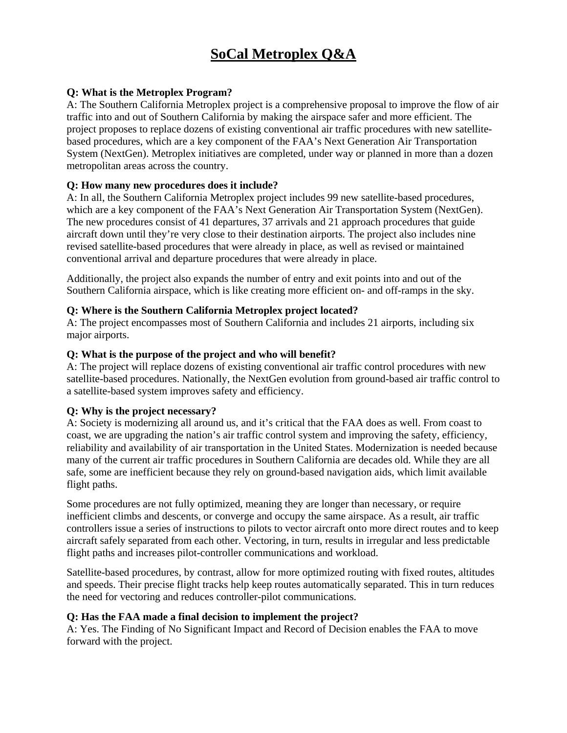# SoCal Metroplex Q&A

**Q: What is the Metroplex Program?**
A: The Southern California Metroplex project is a comprehensive proposal to improve the flow of air traffic into and out of Southern California by making the airspace safer and more efficient. The project proposes to replace dozens of existing conventional air traffic procedures with new satellite-based procedures, which are a key component of the FAA's Next Generation Air Transportation System (NextGen). Metroplex initiatives are completed, under way or planned in more than a dozen metropolitan areas across the country.

**Q: How many new procedures does it include?**
A: In all, the Southern California Metroplex project includes 99 new satellite-based procedures, which are a key component of the FAA's Next Generation Air Transportation System (NextGen). The new procedures consist of 41 departures, 37 arrivals and 21 approach procedures that guide aircraft down until they're very close to their destination airports. The project also includes nine revised satellite-based procedures that were already in place, as well as revised or maintained conventional arrival and departure procedures that were already in place.

Additionally, the project also expands the number of entry and exit points into and out of the Southern California airspace, which is like creating more efficient on- and off-ramps in the sky.

**Q: Where is the Southern California Metroplex project located?**
A: The project encompasses most of Southern California and includes 21 airports, including six major airports.

**Q: What is the purpose of the project and who will benefit?**
A: The project will replace dozens of existing conventional air traffic control procedures with new satellite-based procedures. Nationally, the NextGen evolution from ground-based air traffic control to a satellite-based system improves safety and efficiency.

**Q: Why is the project necessary?**
A: Society is modernizing all around us, and it's critical that the FAA does as well. From coast to coast, we are upgrading the nation's air traffic control system and improving the safety, efficiency, reliability and availability of air transportation in the United States. Modernization is needed because many of the current air traffic procedures in Southern California are decades old. While they are all safe, some are inefficient because they rely on ground-based navigation aids, which limit available flight paths.

Some procedures are not fully optimized, meaning they are longer than necessary, or require inefficient climbs and descents, or converge and occupy the same airspace. As a result, air traffic controllers issue a series of instructions to pilots to vector aircraft onto more direct routes and to keep aircraft safely separated from each other. Vectoring, in turn, results in irregular and less predictable flight paths and increases pilot-controller communications and workload.

Satellite-based procedures, by contrast, allow for more optimized routing with fixed routes, altitudes and speeds. Their precise flight tracks help keep routes automatically separated. This in turn reduces the need for vectoring and reduces controller-pilot communications.

**Q: Has the FAA made a final decision to implement the project?**
A: Yes. The Finding of No Significant Impact and Record of Decision enables the FAA to move forward with the project.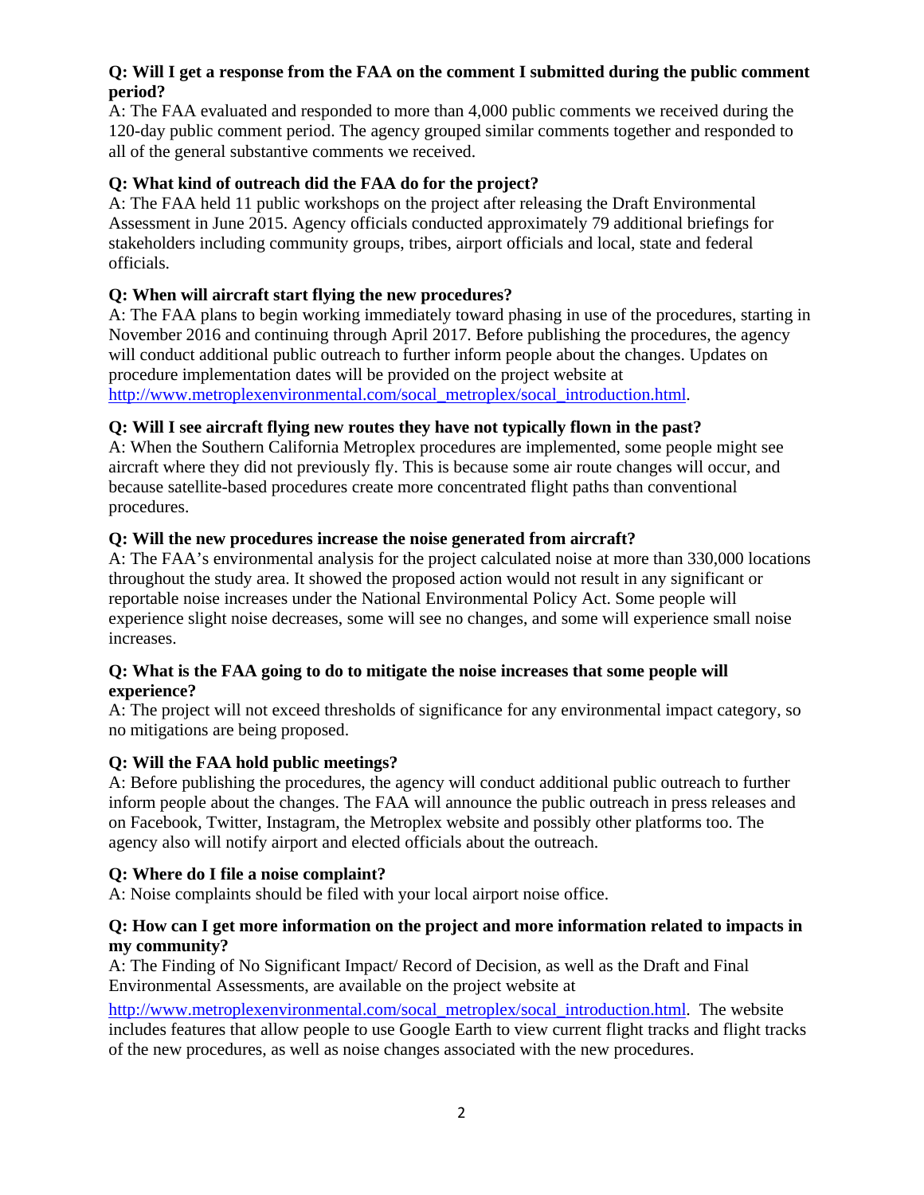**Q: Will I get a response from the FAA on the comment I submitted during the public comment period?**

A: The FAA evaluated and responded to more than 4,000 public comments we received during the 120-day public comment period. The agency grouped similar comments together and responded to all of the general substantive comments we received.

**Q: What kind of outreach did the FAA do for the project?**

A: The FAA held 11 public workshops on the project after releasing the Draft Environmental Assessment in June 2015. Agency officials conducted approximately 79 additional briefings for stakeholders including community groups, tribes, airport officials and local, state and federal officials.

**Q: When will aircraft start flying the new procedures?**

A: The FAA plans to begin working immediately toward phasing in use of the procedures, starting in November 2016 and continuing through April 2017. Before publishing the procedures, the agency will conduct additional public outreach to further inform people about the changes. Updates on procedure implementation dates will be provided on the project website at http://www.metroplexenvironmental.com/socal_metroplex/socal_introduction.html.

**Q: Will I see aircraft flying new routes they have not typically flown in the past?**

A: When the Southern California Metroplex procedures are implemented, some people might see aircraft where they did not previously fly. This is because some air route changes will occur, and because satellite-based procedures create more concentrated flight paths than conventional procedures.

**Q: Will the new procedures increase the noise generated from aircraft?**

A: The FAA's environmental analysis for the project calculated noise at more than 330,000 locations throughout the study area. It showed the proposed action would not result in any significant or reportable noise increases under the National Environmental Policy Act. Some people will experience slight noise decreases, some will see no changes, and some will experience small noise increases.

**Q: What is the FAA going to do to mitigate the noise increases that some people will experience?**

A: The project will not exceed thresholds of significance for any environmental impact category, so no mitigations are being proposed.

**Q: Will the FAA hold public meetings?**

A: Before publishing the procedures, the agency will conduct additional public outreach to further inform people about the changes. The FAA will announce the public outreach in press releases and on Facebook, Twitter, Instagram, the Metroplex website and possibly other platforms too. The agency also will notify airport and elected officials about the outreach.

**Q: Where do I file a noise complaint?**

A: Noise complaints should be filed with your local airport noise office.

**Q: How can I get more information on the project and more information related to impacts in my community?**

A: The Finding of No Significant Impact/ Record of Decision, as well as the Draft and Final Environmental Assessments, are available on the project website at http://www.metroplexenvironmental.com/socal_metroplex/socal_introduction.html. The website includes features that allow people to use Google Earth to view current flight tracks and flight tracks of the new procedures, as well as noise changes associated with the new procedures.